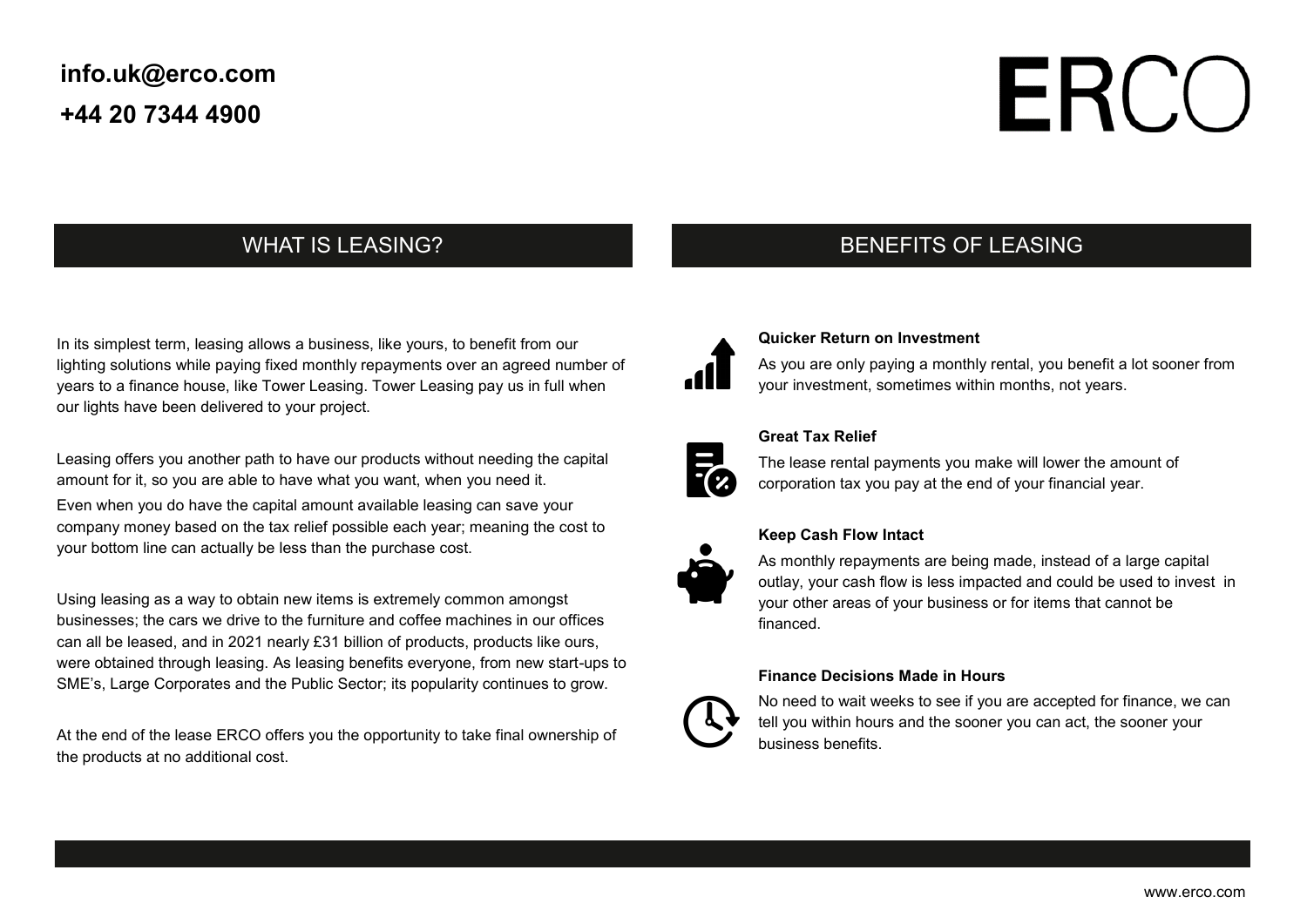**info.uk@erco.com**

**+44 20 7344 4900**

# ERCO

## WHAT IS LEASING?

In its simplest term, leasing allows a business, like yours, to benefit from our lighting solutions while paying fixed monthly repayments over an agreed number of years to a finance house, like Tower Leasing. Tower Leasing pay us in full when our lights have been delivered to your project.

Leasing offers you another path to have our products without needing the capital amount for it, so you are able to have what you want, when you need it.

Even when you do have the capital amount available leasing can save your company money based on the tax relief possible each year; meaning the cost to your bottom line can actually be less than the purchase cost.

Using leasing as a way to obtain new items is extremely common amongst businesses; the cars we drive to the furniture and coffee machines in our offices can all be leased, and in 2021 nearly £31 billion of products, products like ours, were obtained through leasing. As leasing benefits everyone, from new start-ups to SME's, Large Corporates and the Public Sector; its popularity continues to grow.

At the end of the lease ERCO offers you the opportunity to take final ownership of the products at no additional cost.

## BENEFITS OF LEASING

**Quicker Return on Investment**

As you are only paying a monthly rental, you benefit a lot sooner from your investment, sometimes within months, not years.

**Great Tax Relief**

The lease rental payments you make will lower the amount of corporation tax you pay at the end of your financial year.

**Keep Cash Flow Intact**

As monthly repayments are being made, instead of a large capital outlay, your cash flow is less impacted and could be used to invest in your other areas of your business or for items that cannot be financed.

**Finance Decisions Made in Hours**

No need to wait weeks to see if you are accepted for finance, we can tell you within hours and the sooner you can act, the sooner your business benefits.

www.erco.com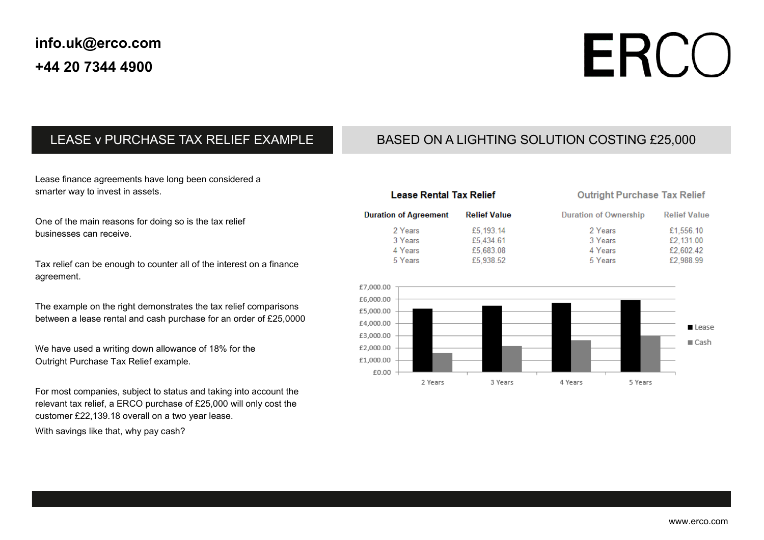**info.uk@erco.com**

**+44 20 7344 4900**

# ERCO

## LEASE v PURCHASE TAX RELIEF EXAMPLE

## BASED ON A LIGHTING SOLUTION COSTING £25,000

Lease finance agreements have long been considered a smarter way to invest in assets.

One of the main reasons for doing so is the tax relief businesses can receive.

Tax relief can be enough to counter all of the interest on a finance agreement.

The example on the right demonstrates the tax relief comparisons between a lease rental and cash purchase for an order of £25,0000

We have used a writing down allowance of 18% for the Outright Purchase Tax Relief example.

For most companies, subject to status and taking into account the relevant tax relief, a ERCO purchase of £25,000 will only cost the customer £22,139.18 overall on a two year lease.

With savings like that, why pay cash?

**Lease Rental Tax Relief**

| Duration of Agreement | Relief Value |
|---|---|
| 2 Years | £5,193.14 |
| 3 Years | £5,434.61 |
| 4 Years | £5,683.08 |
| 5 Years | £5,938.52 |

**Outright Purchase Tax Relief**

| Duration of Ownership | Relief Value |
|---|---|
| 2 Years | £1,556.10 |
| 3 Years | £2,131.00 |
| 4 Years | £2,602.42 |
| 5 Years | £2,988.99 |

| | Lease | Cash |
|---|---|---|
| 2 Years | £5,193.14 | £1,556.10 |
| 3 Years | £5,434.61 | £2,131.00 |
| 4 Years | £5,683.08 | £2,602.42 |
| 5 Years | £5,938.52 | £2,988.99 |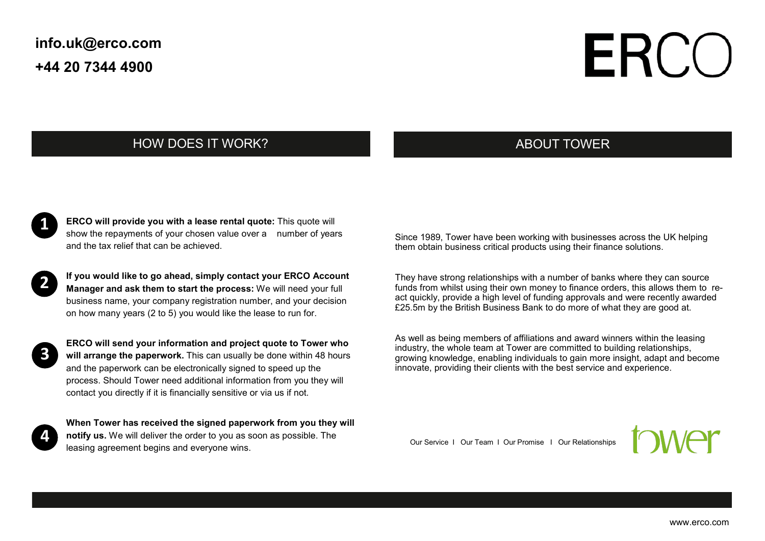**info.uk@erco.com**

**+44 20 7344 4900**

ERCO

## HOW DOES IT WORK?

1. **ERCO will provide you with a lease rental quote:** This quote will show the repayments of your chosen value over a number of years and the tax relief that can be achieved.

2. **If you would like to go ahead, simply contact your ERCO Account Manager and ask them to start the process:** We will need your full business name, your company registration number, and your decision on how many years (2 to 5) you would like the lease to run for.

3. **ERCO will send your information and project quote to Tower who will arrange the paperwork.** This can usually be done within 48 hours and the paperwork can be electronically signed to speed up the process. Should Tower need additional information from you they will contact you directly if it is financially sensitive or via us if not.

4. **When Tower has received the signed paperwork from you they will notify us.** We will deliver the order to you as soon as possible. The leasing agreement begins and everyone wins.

## ABOUT TOWER

Since 1989, Tower have been working with businesses across the UK helping them obtain business critical products using their finance solutions.

They have strong relationships with a number of banks where they can source funds from whilst using their own money to finance orders, this allows them to react quickly, provide a high level of funding approvals and were recently awarded £25.5m by the British Business Bank to do more of what they are good at.

As well as being members of affiliations and award winners within the leasing industry, the whole team at Tower are committed to building relationships, growing knowledge, enabling individuals to gain more insight, adapt and become innovate, providing their clients with the best service and experience.

Our Service I Our Team I Our Promise I Our Relationships

tower

www.erco.com